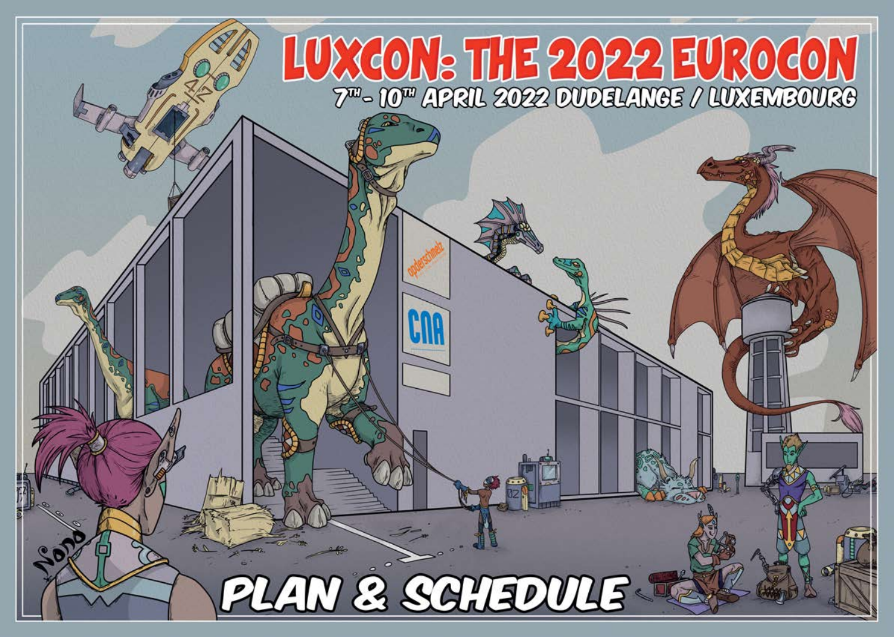# LUXCON: THE 2022 EUROCON

7TH - 10TH APRIL 2022 DUDELANGE / LUXEMBOURG

# PLAN & SCHEDULE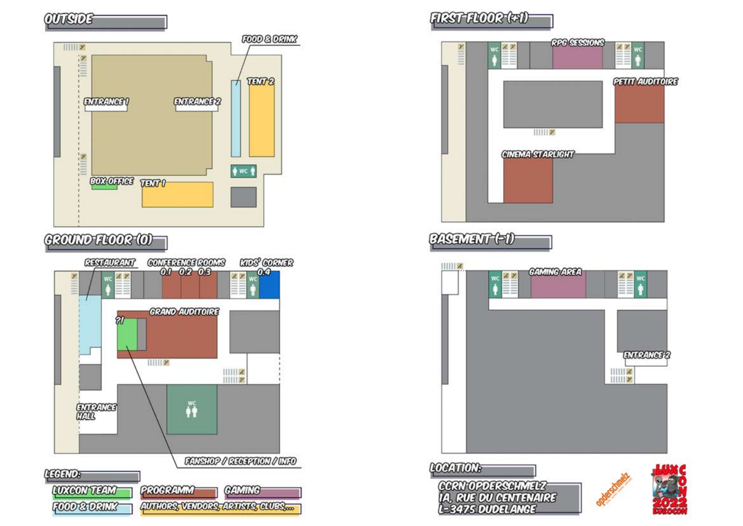## OUTSIDE

FOOD & DRINK

TENT 2

ENTRANCE 1

ENTRANCE 2

BOX OFFICE

TENT 1

WC

## FIRST FLOOR (+1)

WC

RPG SESSIONS

WC

PETIT AUDITOIRE

CINEMA STARLIGHT

## GROUND FLOOR (0)

RESTAURANT

CONFERENCE ROOMS 0.1 0.2 0.3

KIDS' CORNER 0.4

WC

WC

GRAND AUDITOIRE

?!

ENTRANCE HALL

WC

FANSHOP / RECEPTION / INFO

## BASEMENT (-1)

WC

GAMING AREA

WC

ENTRANCE 2

## LEGEND:

- LUXCON TEAM
- PROGRAMM
- GAMING
- FOOD & DRINK
- AUTHORS, VENDORS, ARTISTS, CLUBS,...

## LOCATION:

CCRN OPDERSCHMELZ
1A, RUE DU CENTENAIRE
L-3475 DUDELANGE

opderschmelz

LUXCON 2022 EUROCON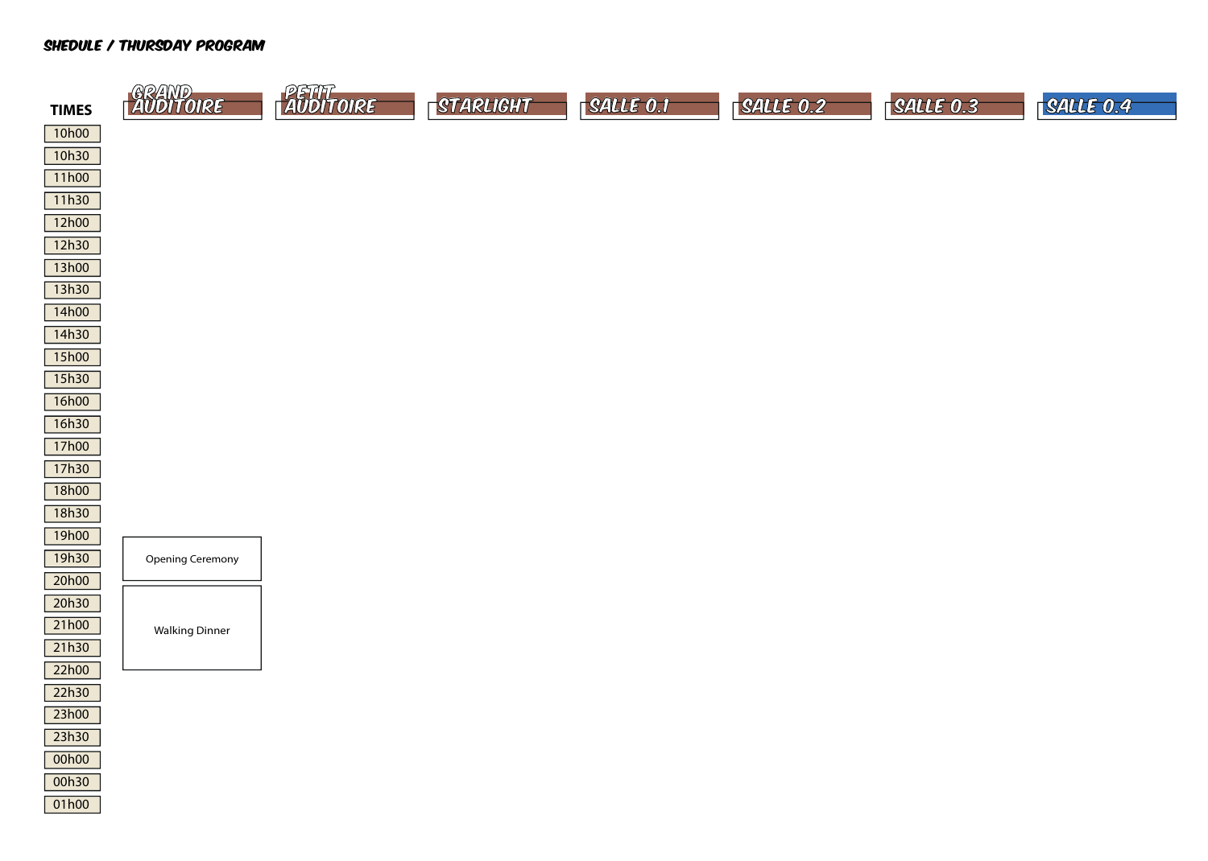# SHEDULE / THURSDAY PROGRAM

| TIMES | GRAND AUDITOIRE | PETIT AUDITOIRE | STARLIGHT | SALLE 0.1 | SALLE 0.2 | SALLE 0.3 | SALLE 0.4 |
|---|---|---|---|---|---|---|---|
| 10h00 | | | | | | | |
| 10h30 | | | | | | | |
| 11h00 | | | | | | | |
| 11h30 | | | | | | | |
| 12h00 | | | | | | | |
| 12h30 | | | | | | | |
| 13h00 | | | | | | | |
| 13h30 | | | | | | | |
| 14h00 | | | | | | | |
| 14h30 | | | | | | | |
| 15h00 | | | | | | | |
| 15h30 | | | | | | | |
| 16h00 | | | | | | | |
| 16h30 | | | | | | | |
| 17h00 | | | | | | | |
| 17h30 | | | | | | | |
| 18h00 | | | | | | | |
| 18h30 | | | | | | | |
| 19h00 | Opening Ceremony | | | | | | |
| 19h30 | Opening Ceremony | | | | | | |
| 20h00 | Walking Dinner | | | | | | |
| 20h30 | Walking Dinner | | | | | | |
| 21h00 | Walking Dinner | | | | | | |
| 21h30 | Walking Dinner | | | | | | |
| 22h00 | | | | | | | |
| 22h30 | | | | | | | |
| 23h00 | | | | | | | |
| 23h30 | | | | | | | |
| 00h00 | | | | | | | |
| 00h30 | | | | | | | |
| 01h00 | | | | | | | |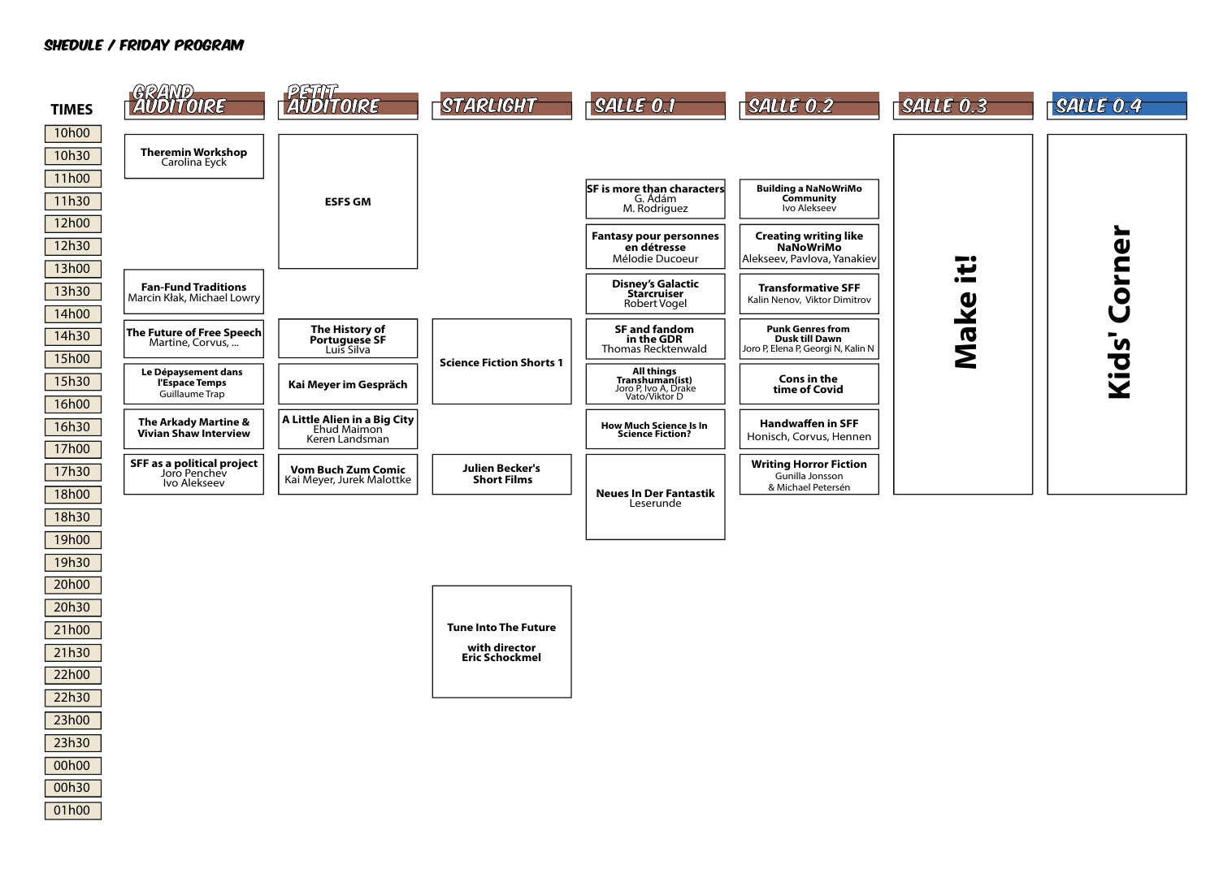# SHEDULE / FRIDAY PROGRAM

| TIMES | GRAND AUDITOIRE | PETIT AUDITOIRE | STARLIGHT | SALLE 0.1 | SALLE 0.2 | SALLE 0.3 | SALLE 0.4 |
|---|---|---|---|---|---|---|---|
| 10h00 | **Theremin Workshop** Carolina Eyck | **ESFS GM** | | | | **Make it!** | **Kids' Corner** |
| 10h30 | | | | | | | |
| 11h00 | | | | | | | |
| 11h30 | | | | **SF is more than characters** G. Ádám, M. Rodriguez | **Building a NaNoWriMo Community** Ivo Alekseev | | |
| 12h00 | | | | | | | |
| 12h30 | | | | **Fantasy pour personnes en détresse** Mélodie Ducoeur | **Creating writing like NaNoWriMo** Alekseev, Pavlova, Yanakiev | | |
| 13h00 | | | | | | | |
| 13h30 | **Fan-Fund Traditions** Marcin Kłak, Michael Lowry | | | **Disney's Galactic Starcruiser** Robert Vogel | **Transformative SFF** Kalin Nenov, Viktor Dimitrov | | |
| 14h00 | | | | | | | |
| 14h30 | **The Future of Free Speech** Martine, Corvus, ... | **The History of Portuguese SF** Luís Silva | **Science Fiction Shorts 1** | **SF and fandom in the GDR** Thomas Recktenwald | **Punk Genres from Dusk till Dawn** Joro P, Elena P, Georgi N, Kalin N | | |
| 15h00 | | | | | | | |
| 15h30 | **Le Dépaysement dans l'Espace Temps** Guillaume Trap | **Kai Meyer im Gespräch** | | **All things Transhuman(ist)** Joro P, Ivo A, Drake Vato/Viktor D | **Cons in the time of Covid** | | |
| 16h00 | | | | | | | |
| 16h30 | **The Arkady Martine & Vivian Shaw Interview** | **A Little Alien in a Big City** Ehud Maimon, Keren Landsman | | **How Much Science Is In Science Fiction?** | **Handwaffen in SFF** Honisch, Corvus, Hennen | | |
| 17h00 | | | | | | | |
| 17h30 | **SFF as a political project** Joro Penchev, Ivo Alekseev | **Vom Buch Zum Comic** Kai Meyer, Jurek Malottke | **Julien Becker's Short Films** | **Neues In Der Fantastik** Leserunde | **Writing Horror Fiction** Gunilla Jonsson & Michael Petersén | | |
| 18h00 | | | | | | | |
| 18h30 | | | | | | | |
| 19h00 | | | | | | | |
| 19h30 | | | | | | | |
| 20h00 | | | **Tune Into The Future with director Eric Schockmel** | | | | |
| 20h30 | | | | | | | |
| 21h00 | | | | | | | |
| 21h30 | | | | | | | |
| 22h00 | | | | | | | |
| 22h30 | | | | | | | |
| 23h00 | | | | | | | |
| 23h30 | | | | | | | |
| 00h00 | | | | | | | |
| 00h30 | | | | | | | |
| 01h00 | | | | | | | |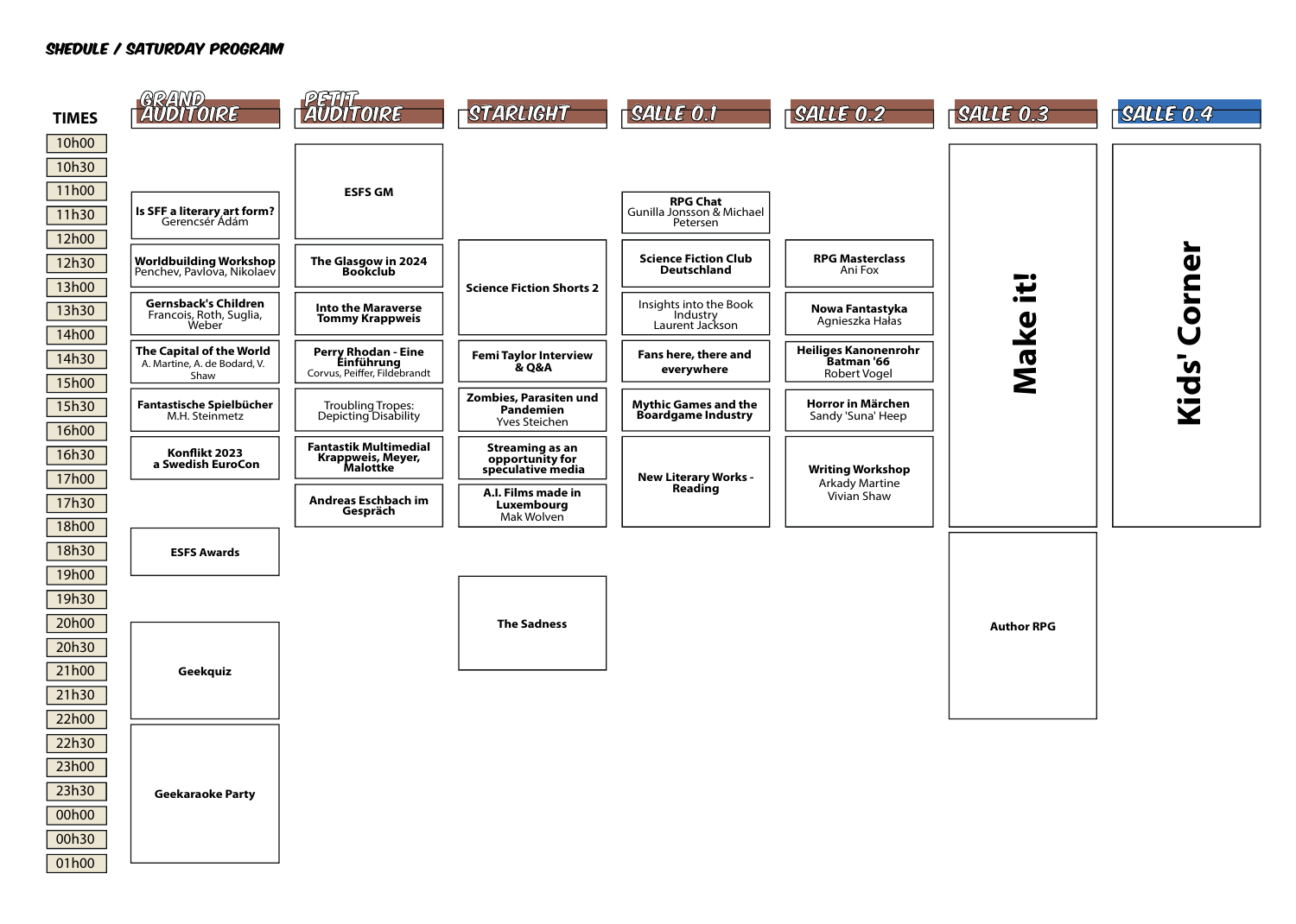# SHEDULE / SATURDAY PROGRAM

| TIMES | GRAND AUDITOIRE | PETIT AUDITOIRE | STARLIGHT | SALLE 0.1 | SALLE 0.2 | SALLE 0.3 | SALLE 0.4 |
|---|---|---|---|---|---|---|---|
| 10h00 | | **ESFS GM** | | | | **Make it!** | **Kids' Corner** |
| 10h30 | | | | | | | |
| 11h00 | **Is SFF a literary art form?** Gerencsér Ádám | | | **RPG Chat** Gunilla Jonsson & Michael Petersen | | | |
| 11h30 | | | | | | | |
| 12h00 | **Worldbuilding Workshop** Penchev, Pavlova, Nikolaev | **The Glasgow in 2024 Bookclub** | **Science Fiction Shorts 2** | **Science Fiction Club Deutschland** | **RPG Masterclass** Ani Fox | | |
| 12h30 | | | | | | | |
| 13h00 | **Gernsback's Children** Francois, Roth, Suglia, Weber | **Into the Maraverse** Tommy Krappweis | | Insights into the Book Industry Laurent Jackson | **Nowa Fantastyka** Agnieszka Hałas | | |
| 13h30 | | | | | | | |
| 14h00 | **The Capital of the World** A. Martine, A. de Bodard, V. Shaw | **Perry Rhodan - Eine Einführung** Corvus, Peiffer, Fildebrandt | **Femi Taylor Interview & Q&A** | **Fans here, there and everywhere** | **Heiliges Kanonenrohr Batman '66** Robert Vogel | | |
| 14h30 | | | | | | | |
| 15h00 | **Fantastische Spielbücher** M.H. Steinmetz | Troubling Tropes: Depicting Disability | **Zombies, Parasiten und Pandemien** Yves Steichen | **Mythic Games and the Boardgame Industry** | **Horror in Märchen** Sandy 'Suna' Heep | | |
| 15h30 | | | | | | | |
| 16h00 | **Konflikt 2023 a Swedish EuroCon** | **Fantastik Multimedial** Krappweis, Meyer, Malottke | **Streaming as an opportunity for speculative media** | **New Literary Works - Reading** | **Writing Workshop** Arkady Martine Vivian Shaw | | |
| 16h30 | | | | | | | |
| 17h00 | | **Andreas Eschbach im Gespräch** | **A.I. Films made in Luxembourg** Mak Wolven | | | | |
| 17h30 | | | | | | | |
| 18h00 | **ESFS Awards** | | | | | **Author RPG** | |
| 18h30 | | | | | | | |
| 19h00 | | | **The Sadness** | | | | |
| 19h30 | **Geekquiz** | | | | | | |
| 20h00 | | | | | | | |
| 20h30 | | | | | | | |
| 21h00 | | | | | | | |
| 21h30 | **Geekaraoke Party** | | | | | | |
| 22h00 | | | | | | | |
| 22h30 | | | | | | | |
| 23h00 | | | | | | | |
| 23h30 | | | | | | | |
| 00h00 | | | | | | | |
| 00h30 | | | | | | | |
| 01h00 | | | | | | | |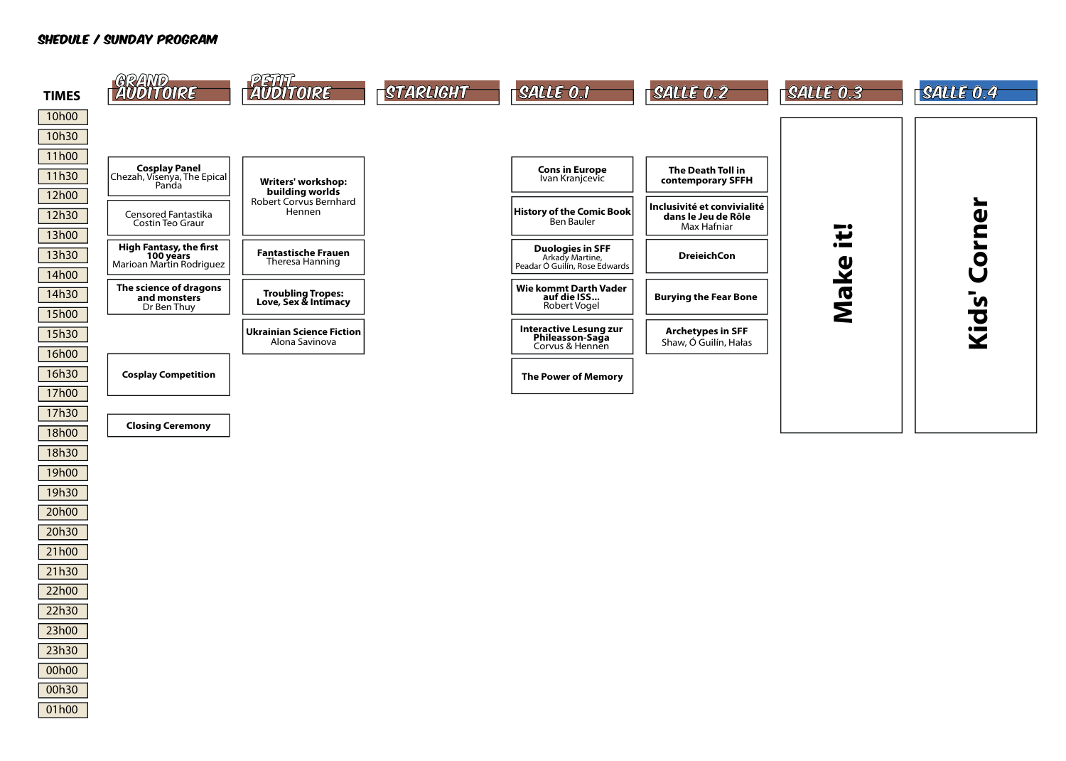# SHEDULE / SUNDAY PROGRAM

| TIMES | GRAND AUDITOIRE | PETIT AUDITOIRE | STARLIGHT | SALLE 0.1 | SALLE 0.2 | SALLE 0.3 | SALLE 0.4 |
|---|---|---|---|---|---|---|---|
| 10h00 | | | | | | | |
| 10h30 | | | | | | Make it! | Kids' Corner |
| 11h00 | **Cosplay Panel** Chezah, Visenya, The Epical Panda | **Writers' workshop: building worlds** Robert Corvus Bernhard Hennen | | **Cons in Europe** Ivan Kranjcevic | **The Death Toll in contemporary SFFH** | | |
| 11h30 | | | | | | | |
| 12h00 | Censored Fantastika Costin Teo Graur | | | **History of the Comic Book** Ben Bauler | **Inclusivité et convivialité dans le Jeu de Rôle** Max Hafniar | | |
| 12h30 | | | | | | | |
| 13h00 | **High Fantasy, the first 100 years** Marioan Martin Rodriguez | **Fantastische Frauen** Theresa Hanning | | **Duologies in SFF** Arkady Martine, Peadar Ó Guilín, Rose Edwards | **DreieichCon** | | |
| 13h30 | | | | | | | |
| 14h00 | **The science of dragons and monsters** Dr Ben Thuy | **Troubling Tropes: Love, Sex & Intimacy** | | **Wie kommt Darth Vader auf die ISS…** Robert Vogel | **Burying the Fear Bone** | | |
| 14h30 | | | | | | | |
| 15h00 | | **Ukrainian Science Fiction** Alona Savinova | | **Interactive Lesung zur Phileasson-Saga** Corvus & Hennen | **Archetypes in SFF** Shaw, Ó Guilín, Halas | | |
| 15h30 | | | | | | | |
| 16h00 | **Cosplay Competition** | | | **The Power of Memory** | | | |
| 16h30 | | | | | | | |
| 17h00 | **Closing Ceremony** | | | | | | |
| 17h30 | | | | | | | |
| 18h00 | | | | | | | |
| 18h30 | | | | | | | |
| 19h00 | | | | | | | |
| 19h30 | | | | | | | |
| 20h00 | | | | | | | |
| 20h30 | | | | | | | |
| 21h00 | | | | | | | |
| 21h30 | | | | | | | |
| 22h00 | | | | | | | |
| 22h30 | | | | | | | |
| 23h00 | | | | | | | |
| 23h30 | | | | | | | |
| 00h00 | | | | | | | |
| 00h30 | | | | | | | |
| 01h00 | | | | | | | |